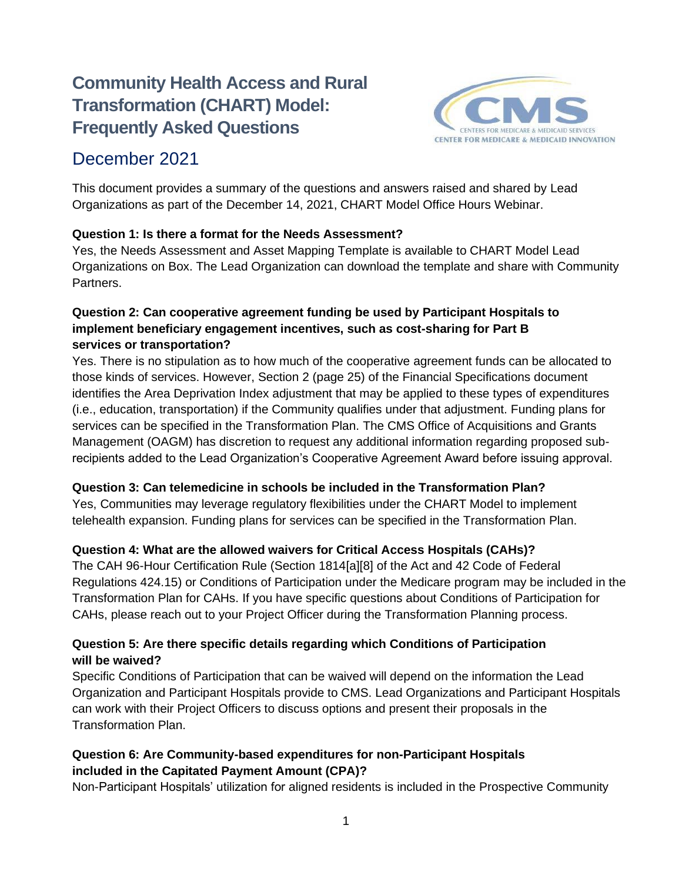# Community Health Access and Rural Transformation (CHART) Model: Frequently Asked Questions

## December 2021

This document provides a summary of the questions and answers raised and shared by Lead Organizations as part of the December 14, 2021, CHART Model Office Hours Webinar.

**Question 1: Is there a format for the Needs Assessment?**

Yes, the Needs Assessment and Asset Mapping Template is available to CHART Model Lead Organizations on Box. The Lead Organization can download the template and share with Community Partners.

**Question 2: Can cooperative agreement funding be used by Participant Hospitals to implement beneficiary engagement incentives, such as cost-sharing for Part B services or transportation?**

Yes. There is no stipulation as to how much of the cooperative agreement funds can be allocated to those kinds of services. However, Section 2 (page 25) of the Financial Specifications document identifies the Area Deprivation Index adjustment that may be applied to these types of expenditures (i.e., education, transportation) if the Community qualifies under that adjustment. Funding plans for services can be specified in the Transformation Plan. The CMS Office of Acquisitions and Grants Management (OAGM) has discretion to request any additional information regarding proposed sub-recipients added to the Lead Organization's Cooperative Agreement Award before issuing approval.

**Question 3: Can telemedicine in schools be included in the Transformation Plan?**

Yes, Communities may leverage regulatory flexibilities under the CHART Model to implement telehealth expansion. Funding plans for services can be specified in the Transformation Plan.

**Question 4: What are the allowed waivers for Critical Access Hospitals (CAHs)?**

The CAH 96-Hour Certification Rule (Section 1814[a][8] of the Act and 42 Code of Federal Regulations 424.15) or Conditions of Participation under the Medicare program may be included in the Transformation Plan for CAHs. If you have specific questions about Conditions of Participation for CAHs, please reach out to your Project Officer during the Transformation Planning process.

**Question 5: Are there specific details regarding which Conditions of Participation will be waived?**

Specific Conditions of Participation that can be waived will depend on the information the Lead Organization and Participant Hospitals provide to CMS. Lead Organizations and Participant Hospitals can work with their Project Officers to discuss options and present their proposals in the Transformation Plan.

**Question 6: Are Community-based expenditures for non-Participant Hospitals included in the Capitated Payment Amount (CPA)?**

Non-Participant Hospitals' utilization for aligned residents is included in the Prospective Community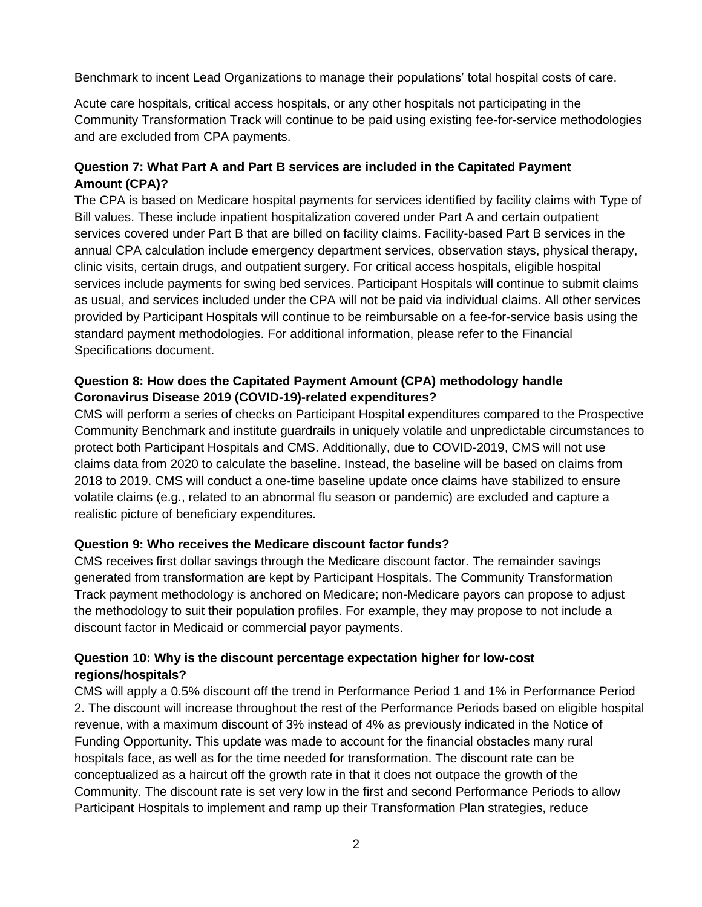Benchmark to incent Lead Organizations to manage their populations' total hospital costs of care.

Acute care hospitals, critical access hospitals, or any other hospitals not participating in the Community Transformation Track will continue to be paid using existing fee-for-service methodologies and are excluded from CPA payments.

**Question 7: What Part A and Part B services are included in the Capitated Payment Amount (CPA)?**

The CPA is based on Medicare hospital payments for services identified by facility claims with Type of Bill values. These include inpatient hospitalization covered under Part A and certain outpatient services covered under Part B that are billed on facility claims. Facility-based Part B services in the annual CPA calculation include emergency department services, observation stays, physical therapy, clinic visits, certain drugs, and outpatient surgery. For critical access hospitals, eligible hospital services include payments for swing bed services. Participant Hospitals will continue to submit claims as usual, and services included under the CPA will not be paid via individual claims. All other services provided by Participant Hospitals will continue to be reimbursable on a fee-for-service basis using the standard payment methodologies. For additional information, please refer to the Financial Specifications document.

**Question 8: How does the Capitated Payment Amount (CPA) methodology handle Coronavirus Disease 2019 (COVID-19)-related expenditures?**

CMS will perform a series of checks on Participant Hospital expenditures compared to the Prospective Community Benchmark and institute guardrails in uniquely volatile and unpredictable circumstances to protect both Participant Hospitals and CMS. Additionally, due to COVID-2019, CMS will not use claims data from 2020 to calculate the baseline. Instead, the baseline will be based on claims from 2018 to 2019. CMS will conduct a one-time baseline update once claims have stabilized to ensure volatile claims (e.g., related to an abnormal flu season or pandemic) are excluded and capture a realistic picture of beneficiary expenditures.

**Question 9: Who receives the Medicare discount factor funds?**

CMS receives first dollar savings through the Medicare discount factor. The remainder savings generated from transformation are kept by Participant Hospitals. The Community Transformation Track payment methodology is anchored on Medicare; non-Medicare payors can propose to adjust the methodology to suit their population profiles. For example, they may propose to not include a discount factor in Medicaid or commercial payor payments.

**Question 10: Why is the discount percentage expectation higher for low-cost regions/hospitals?**

CMS will apply a 0.5% discount off the trend in Performance Period 1 and 1% in Performance Period 2. The discount will increase throughout the rest of the Performance Periods based on eligible hospital revenue, with a maximum discount of 3% instead of 4% as previously indicated in the Notice of Funding Opportunity. This update was made to account for the financial obstacles many rural hospitals face, as well as for the time needed for transformation. The discount rate can be conceptualized as a haircut off the growth rate in that it does not outpace the growth of the Community. The discount rate is set very low in the first and second Performance Periods to allow Participant Hospitals to implement and ramp up their Transformation Plan strategies, reduce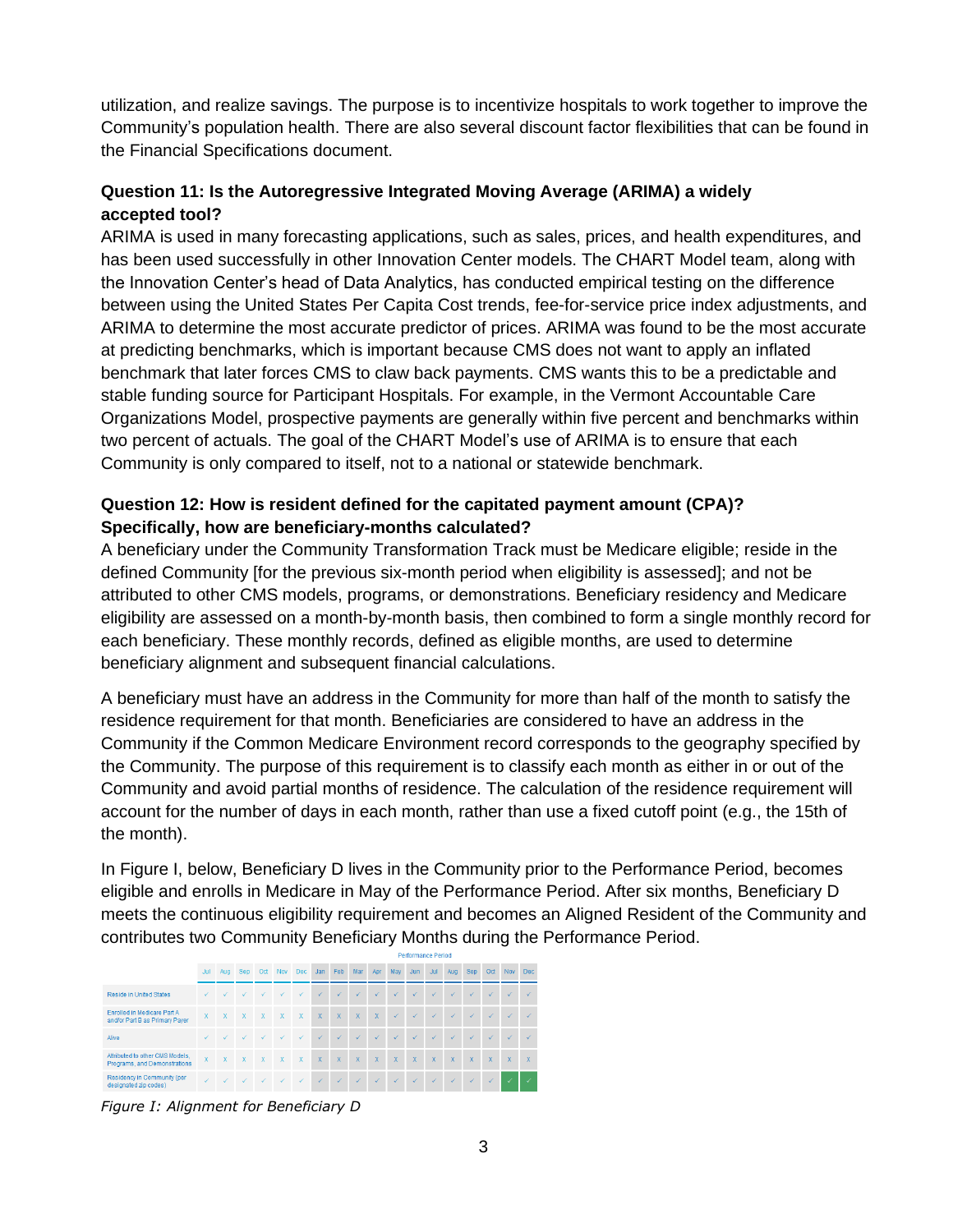utilization, and realize savings. The purpose is to incentivize hospitals to work together to improve the Community's population health. There are also several discount factor flexibilities that can be found in the Financial Specifications document.

**Question 11: Is the Autoregressive Integrated Moving Average (ARIMA) a widely accepted tool?**

ARIMA is used in many forecasting applications, such as sales, prices, and health expenditures, and has been used successfully in other Innovation Center models. The CHART Model team, along with the Innovation Center's head of Data Analytics, has conducted empirical testing on the difference between using the United States Per Capita Cost trends, fee-for-service price index adjustments, and ARIMA to determine the most accurate predictor of prices. ARIMA was found to be the most accurate at predicting benchmarks, which is important because CMS does not want to apply an inflated benchmark that later forces CMS to claw back payments. CMS wants this to be a predictable and stable funding source for Participant Hospitals. For example, in the Vermont Accountable Care Organizations Model, prospective payments are generally within five percent and benchmarks within two percent of actuals. The goal of the CHART Model's use of ARIMA is to ensure that each Community is only compared to itself, not to a national or statewide benchmark.

**Question 12: How is resident defined for the capitated payment amount (CPA)? Specifically, how are beneficiary-months calculated?**

A beneficiary under the Community Transformation Track must be Medicare eligible; reside in the defined Community [for the previous six-month period when eligibility is assessed]; and not be attributed to other CMS models, programs, or demonstrations. Beneficiary residency and Medicare eligibility are assessed on a month-by-month basis, then combined to form a single monthly record for each beneficiary. These monthly records, defined as eligible months, are used to determine beneficiary alignment and subsequent financial calculations.

A beneficiary must have an address in the Community for more than half of the month to satisfy the residence requirement for that month. Beneficiaries are considered to have an address in the Community if the Common Medicare Environment record corresponds to the geography specified by the Community. The purpose of this requirement is to classify each month as either in or out of the Community and avoid partial months of residence. The calculation of the residence requirement will account for the number of days in each month, rather than use a fixed cutoff point (e.g., the 15th of the month).

In Figure I, below, Beneficiary D lives in the Community prior to the Performance Period, becomes eligible and enrolls in Medicare in May of the Performance Period. After six months, Beneficiary D meets the continuous eligibility requirement and becomes an Aligned Resident of the Community and contributes two Community Beneficiary Months during the Performance Period.

| | | | | | | | Performance Period | | | | | | | | | | | |
|---|---|---|---|---|---|---|---|---|---|---|---|---|---|---|---|---|---|---|
| | Jul | Aug | Sep | Oct | Nov | Dec | Jan | Feb | Mar | Apr | May | Jun | Jul | Aug | Sep | Oct | Nov | Dec |
| Reside in United States | ✓ | ✓ | ✓ | ✓ | ✓ | ✓ | ✓ | ✓ | ✓ | ✓ | ✓ | ✓ | ✓ | ✓ | ✓ | ✓ | ✓ | ✓ |
| Enrolled in Medicare Part A and/or Part B as Primary Payer | X | X | X | X | X | X | X | X | X | X | ✓ | ✓ | ✓ | ✓ | ✓ | ✓ | ✓ | ✓ |
| Alive | ✓ | ✓ | ✓ | ✓ | ✓ | ✓ | ✓ | ✓ | ✓ | ✓ | ✓ | ✓ | ✓ | ✓ | ✓ | ✓ | ✓ | ✓ |
| Attributed to other CMS Models, Programs, and Demonstrations | X | X | X | X | X | X | X | X | X | X | X | X | X | X | X | X | X | X |
| Residency in Community (per designated zip codes) | ✓ | ✓ | ✓ | ✓ | ✓ | ✓ | ✓ | ✓ | ✓ | ✓ | ✓ | ✓ | ✓ | ✓ | ✓ | ✓ | ✓ | ✓ |

*Figure I: Alignment for Beneficiary D*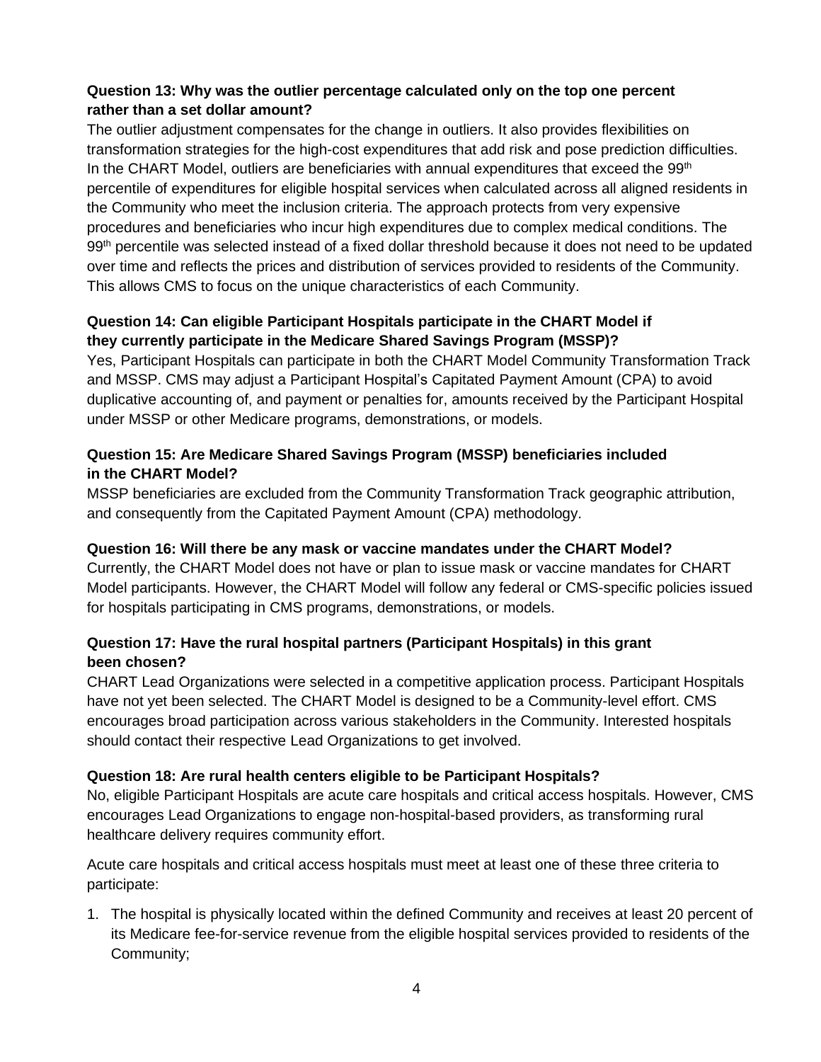**Question 13: Why was the outlier percentage calculated only on the top one percent rather than a set dollar amount?**

The outlier adjustment compensates for the change in outliers. It also provides flexibilities on transformation strategies for the high-cost expenditures that add risk and pose prediction difficulties. In the CHART Model, outliers are beneficiaries with annual expenditures that exceed the 99th percentile of expenditures for eligible hospital services when calculated across all aligned residents in the Community who meet the inclusion criteria. The approach protects from very expensive procedures and beneficiaries who incur high expenditures due to complex medical conditions. The 99th percentile was selected instead of a fixed dollar threshold because it does not need to be updated over time and reflects the prices and distribution of services provided to residents of the Community. This allows CMS to focus on the unique characteristics of each Community.

**Question 14: Can eligible Participant Hospitals participate in the CHART Model if they currently participate in the Medicare Shared Savings Program (MSSP)?**

Yes, Participant Hospitals can participate in both the CHART Model Community Transformation Track and MSSP. CMS may adjust a Participant Hospital's Capitated Payment Amount (CPA) to avoid duplicative accounting of, and payment or penalties for, amounts received by the Participant Hospital under MSSP or other Medicare programs, demonstrations, or models.

**Question 15: Are Medicare Shared Savings Program (MSSP) beneficiaries included in the CHART Model?**

MSSP beneficiaries are excluded from the Community Transformation Track geographic attribution, and consequently from the Capitated Payment Amount (CPA) methodology.

**Question 16: Will there be any mask or vaccine mandates under the CHART Model?**

Currently, the CHART Model does not have or plan to issue mask or vaccine mandates for CHART Model participants. However, the CHART Model will follow any federal or CMS-specific policies issued for hospitals participating in CMS programs, demonstrations, or models.

**Question 17: Have the rural hospital partners (Participant Hospitals) in this grant been chosen?**

CHART Lead Organizations were selected in a competitive application process. Participant Hospitals have not yet been selected. The CHART Model is designed to be a Community-level effort. CMS encourages broad participation across various stakeholders in the Community. Interested hospitals should contact their respective Lead Organizations to get involved.

**Question 18: Are rural health centers eligible to be Participant Hospitals?**

No, eligible Participant Hospitals are acute care hospitals and critical access hospitals. However, CMS encourages Lead Organizations to engage non-hospital-based providers, as transforming rural healthcare delivery requires community effort.

Acute care hospitals and critical access hospitals must meet at least one of these three criteria to participate:

1. The hospital is physically located within the defined Community and receives at least 20 percent of its Medicare fee-for-service revenue from the eligible hospital services provided to residents of the Community;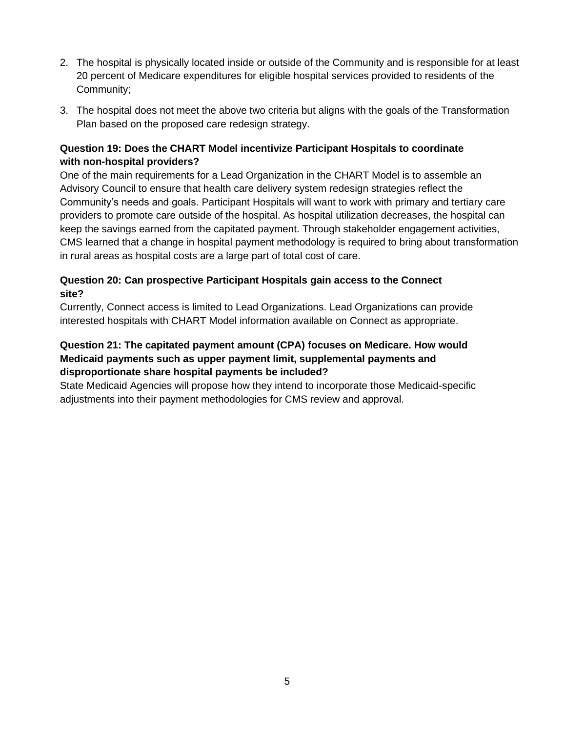2. The hospital is physically located inside or outside of the Community and is responsible for at least 20 percent of Medicare expenditures for eligible hospital services provided to residents of the Community;
3. The hospital does not meet the above two criteria but aligns with the goals of the Transformation Plan based on the proposed care redesign strategy.

**Question 19: Does the CHART Model incentivize Participant Hospitals to coordinate with non-hospital providers?**
One of the main requirements for a Lead Organization in the CHART Model is to assemble an Advisory Council to ensure that health care delivery system redesign strategies reflect the Community's needs and goals. Participant Hospitals will want to work with primary and tertiary care providers to promote care outside of the hospital. As hospital utilization decreases, the hospital can keep the savings earned from the capitated payment. Through stakeholder engagement activities, CMS learned that a change in hospital payment methodology is required to bring about transformation in rural areas as hospital costs are a large part of total cost of care.

**Question 20: Can prospective Participant Hospitals gain access to the Connect site?**
Currently, Connect access is limited to Lead Organizations. Lead Organizations can provide interested hospitals with CHART Model information available on Connect as appropriate.

**Question 21: The capitated payment amount (CPA) focuses on Medicare. How would Medicaid payments such as upper payment limit, supplemental payments and disproportionate share hospital payments be included?**
State Medicaid Agencies will propose how they intend to incorporate those Medicaid-specific adjustments into their payment methodologies for CMS review and approval.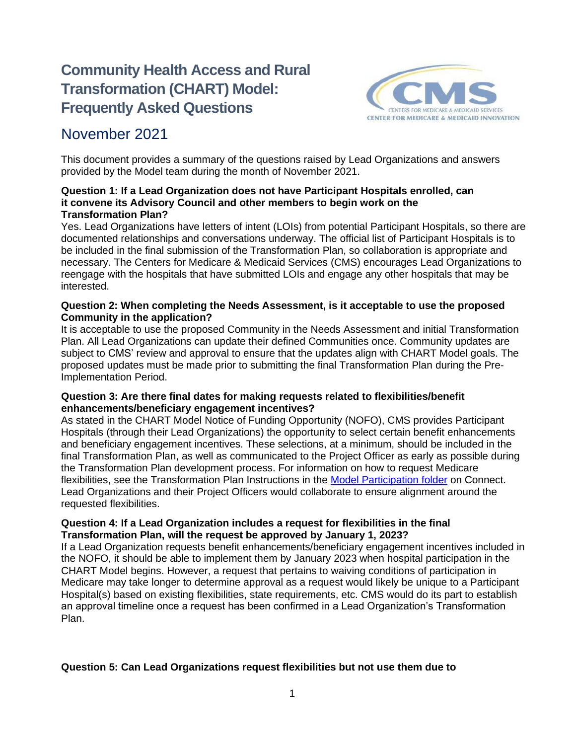# Community Health Access and Rural Transformation (CHART) Model: Frequently Asked Questions

## November 2021

This document provides a summary of the questions raised by Lead Organizations and answers provided by the Model team during the month of November 2021.

**Question 1: If a Lead Organization does not have Participant Hospitals enrolled, can it convene its Advisory Council and other members to begin work on the Transformation Plan?**

Yes. Lead Organizations have letters of intent (LOIs) from potential Participant Hospitals, so there are documented relationships and conversations underway. The official list of Participant Hospitals is to be included in the final submission of the Transformation Plan, so collaboration is appropriate and necessary. The Centers for Medicare & Medicaid Services (CMS) encourages Lead Organizations to reengage with the hospitals that have submitted LOIs and engage any other hospitals that may be interested.

**Question 2: When completing the Needs Assessment, is it acceptable to use the proposed Community in the application?**

It is acceptable to use the proposed Community in the Needs Assessment and initial Transformation Plan. All Lead Organizations can update their defined Communities once. Community updates are subject to CMS' review and approval to ensure that the updates align with CHART Model goals. The proposed updates must be made prior to submitting the final Transformation Plan during the Pre-Implementation Period.

**Question 3: Are there final dates for making requests related to flexibilities/benefit enhancements/beneficiary engagement incentives?**

As stated in the CHART Model Notice of Funding Opportunity (NOFO), CMS provides Participant Hospitals (through their Lead Organizations) the opportunity to select certain benefit enhancements and beneficiary engagement incentives. These selections, at a minimum, should be included in the final Transformation Plan, as well as communicated to the Project Officer as early as possible during the Transformation Plan development process. For information on how to request Medicare flexibilities, see the Transformation Plan Instructions in the [Model Participation folder]() on Connect. Lead Organizations and their Project Officers would collaborate to ensure alignment around the requested flexibilities.

**Question 4: If a Lead Organization includes a request for flexibilities in the final Transformation Plan, will the request be approved by January 1, 2023?**

If a Lead Organization requests benefit enhancements/beneficiary engagement incentives included in the NOFO, it should be able to implement them by January 2023 when hospital participation in the CHART Model begins. However, a request that pertains to waiving conditions of participation in Medicare may take longer to determine approval as a request would likely be unique to a Participant Hospital(s) based on existing flexibilities, state requirements, etc. CMS would do its part to establish an approval timeline once a request has been confirmed in a Lead Organization's Transformation Plan.

**Question 5: Can Lead Organizations request flexibilities but not use them due to**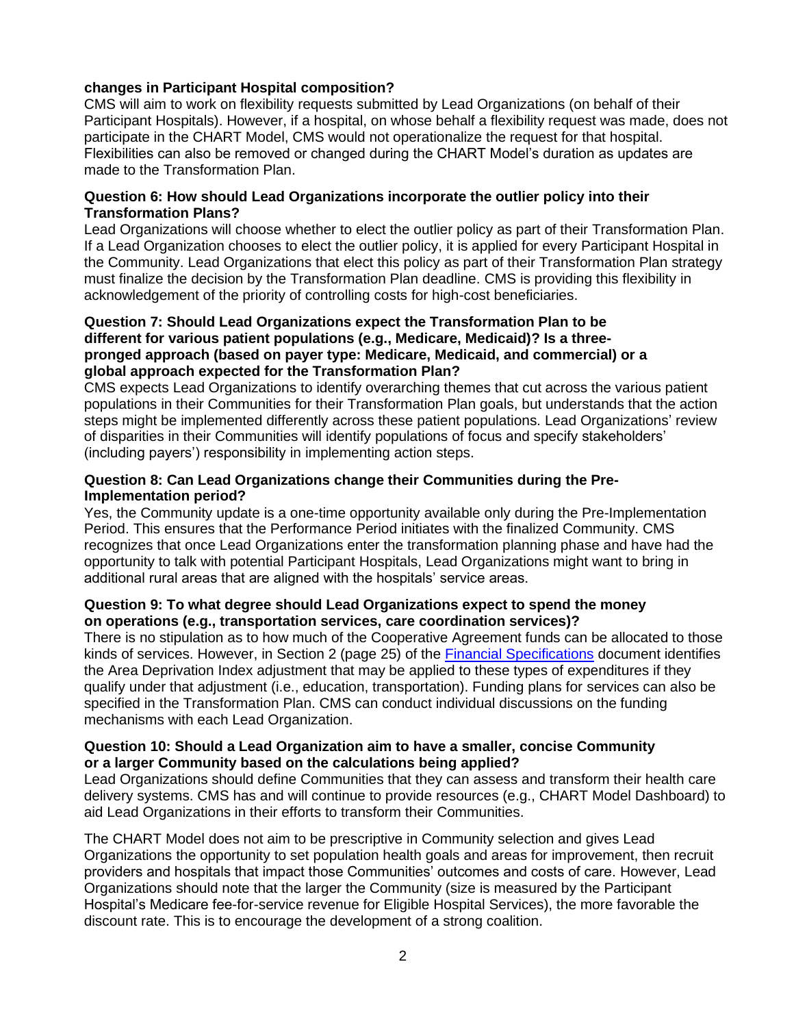**changes in Participant Hospital composition?**

CMS will aim to work on flexibility requests submitted by Lead Organizations (on behalf of their Participant Hospitals). However, if a hospital, on whose behalf a flexibility request was made, does not participate in the CHART Model, CMS would not operationalize the request for that hospital. Flexibilities can also be removed or changed during the CHART Model's duration as updates are made to the Transformation Plan.

**Question 6: How should Lead Organizations incorporate the outlier policy into their Transformation Plans?**

Lead Organizations will choose whether to elect the outlier policy as part of their Transformation Plan. If a Lead Organization chooses to elect the outlier policy, it is applied for every Participant Hospital in the Community. Lead Organizations that elect this policy as part of their Transformation Plan strategy must finalize the decision by the Transformation Plan deadline. CMS is providing this flexibility in acknowledgement of the priority of controlling costs for high-cost beneficiaries.

**Question 7: Should Lead Organizations expect the Transformation Plan to be different for various patient populations (e.g., Medicare, Medicaid)? Is a three-pronged approach (based on payer type: Medicare, Medicaid, and commercial) or a global approach expected for the Transformation Plan?**

CMS expects Lead Organizations to identify overarching themes that cut across the various patient populations in their Communities for their Transformation Plan goals, but understands that the action steps might be implemented differently across these patient populations. Lead Organizations' review of disparities in their Communities will identify populations of focus and specify stakeholders' (including payers') responsibility in implementing action steps.

**Question 8: Can Lead Organizations change their Communities during the Pre-Implementation period?**

Yes, the Community update is a one-time opportunity available only during the Pre-Implementation Period. This ensures that the Performance Period initiates with the finalized Community. CMS recognizes that once Lead Organizations enter the transformation planning phase and have had the opportunity to talk with potential Participant Hospitals, Lead Organizations might want to bring in additional rural areas that are aligned with the hospitals' service areas.

**Question 9: To what degree should Lead Organizations expect to spend the money on operations (e.g., transportation services, care coordination services)?**

There is no stipulation as to how much of the Cooperative Agreement funds can be allocated to those kinds of services. However, in Section 2 (page 25) of the [Financial Specifications](#) document identifies the Area Deprivation Index adjustment that may be applied to these types of expenditures if they qualify under that adjustment (i.e., education, transportation). Funding plans for services can also be specified in the Transformation Plan. CMS can conduct individual discussions on the funding mechanisms with each Lead Organization.

**Question 10: Should a Lead Organization aim to have a smaller, concise Community or a larger Community based on the calculations being applied?**

Lead Organizations should define Communities that they can assess and transform their health care delivery systems. CMS has and will continue to provide resources (e.g., CHART Model Dashboard) to aid Lead Organizations in their efforts to transform their Communities.

The CHART Model does not aim to be prescriptive in Community selection and gives Lead Organizations the opportunity to set population health goals and areas for improvement, then recruit providers and hospitals that impact those Communities' outcomes and costs of care. However, Lead Organizations should note that the larger the Community (size is measured by the Participant Hospital's Medicare fee-for-service revenue for Eligible Hospital Services), the more favorable the discount rate. This is to encourage the development of a strong coalition.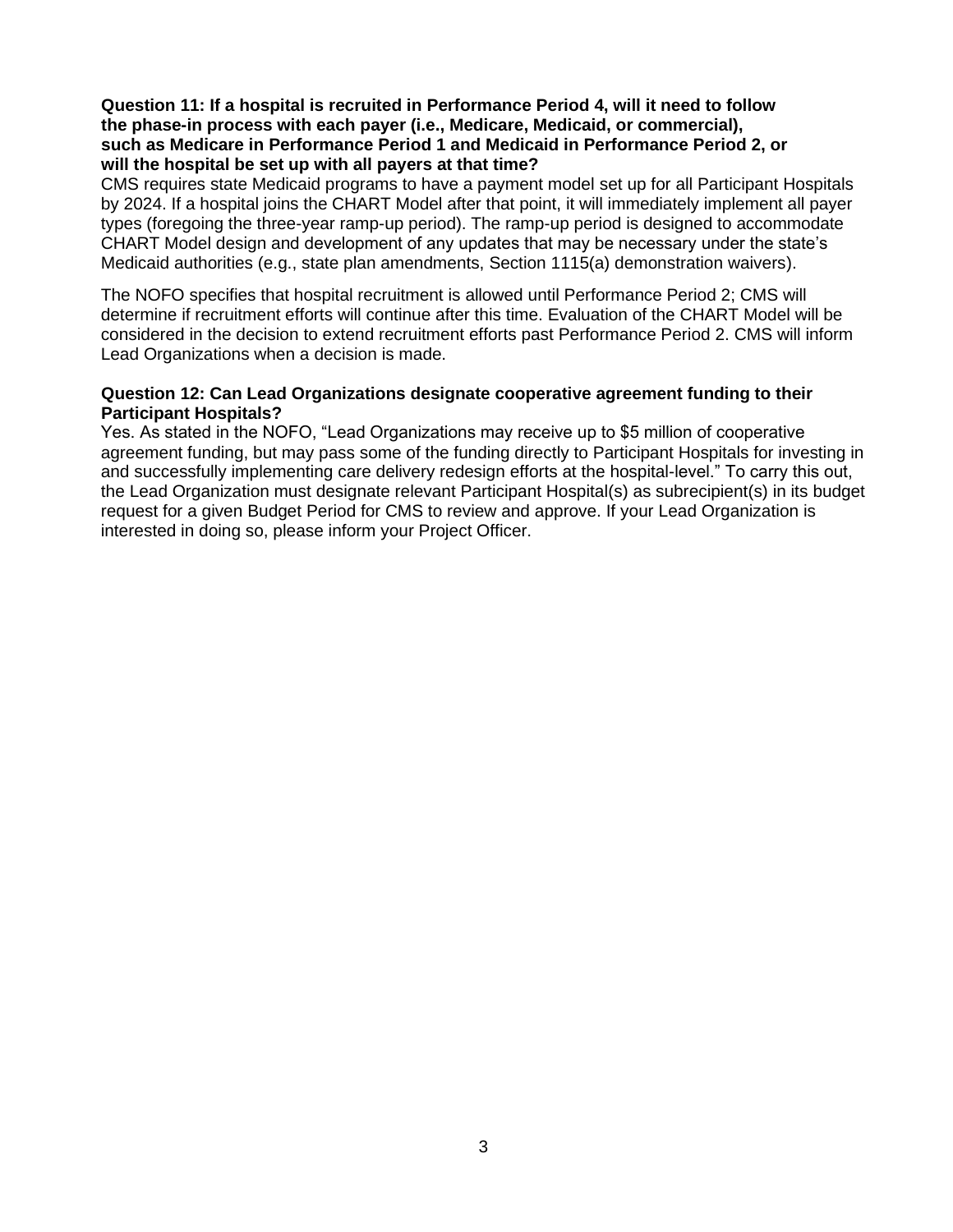**Question 11: If a hospital is recruited in Performance Period 4, will it need to follow the phase-in process with each payer (i.e., Medicare, Medicaid, or commercial), such as Medicare in Performance Period 1 and Medicaid in Performance Period 2, or will the hospital be set up with all payers at that time?**

CMS requires state Medicaid programs to have a payment model set up for all Participant Hospitals by 2024. If a hospital joins the CHART Model after that point, it will immediately implement all payer types (foregoing the three-year ramp-up period). The ramp-up period is designed to accommodate CHART Model design and development of any updates that may be necessary under the state's Medicaid authorities (e.g., state plan amendments, Section 1115(a) demonstration waivers).

The NOFO specifies that hospital recruitment is allowed until Performance Period 2; CMS will determine if recruitment efforts will continue after this time. Evaluation of the CHART Model will be considered in the decision to extend recruitment efforts past Performance Period 2. CMS will inform Lead Organizations when a decision is made.

**Question 12: Can Lead Organizations designate cooperative agreement funding to their Participant Hospitals?**

Yes. As stated in the NOFO, "Lead Organizations may receive up to $5 million of cooperative agreement funding, but may pass some of the funding directly to Participant Hospitals for investing in and successfully implementing care delivery redesign efforts at the hospital-level." To carry this out, the Lead Organization must designate relevant Participant Hospital(s) as subrecipient(s) in its budget request for a given Budget Period for CMS to review and approve. If your Lead Organization is interested in doing so, please inform your Project Officer.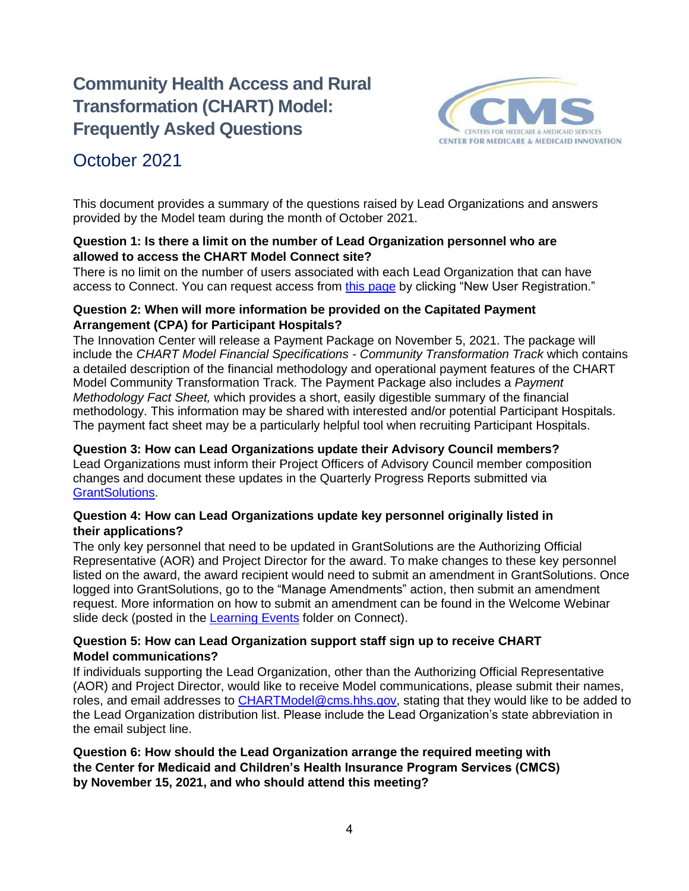# Community Health Access and Rural Transformation (CHART) Model: Frequently Asked Questions

## October 2021

This document provides a summary of the questions raised by Lead Organizations and answers provided by the Model team during the month of October 2021.

**Question 1: Is there a limit on the number of Lead Organization personnel who are allowed to access the CHART Model Connect site?**

There is no limit on the number of users associated with each Lead Organization that can have access to Connect. You can request access from this page by clicking "New User Registration."

**Question 2: When will more information be provided on the Capitated Payment Arrangement (CPA) for Participant Hospitals?**

The Innovation Center will release a Payment Package on November 5, 2021. The package will include the *CHART Model Financial Specifications - Community Transformation Track* which contains a detailed description of the financial methodology and operational payment features of the CHART Model Community Transformation Track. The Payment Package also includes a *Payment Methodology Fact Sheet,* which provides a short, easily digestible summary of the financial methodology. This information may be shared with interested and/or potential Participant Hospitals. The payment fact sheet may be a particularly helpful tool when recruiting Participant Hospitals.

**Question 3: How can Lead Organizations update their Advisory Council members?**

Lead Organizations must inform their Project Officers of Advisory Council member composition changes and document these updates in the Quarterly Progress Reports submitted via GrantSolutions.

**Question 4: How can Lead Organizations update key personnel originally listed in their applications?**

The only key personnel that need to be updated in GrantSolutions are the Authorizing Official Representative (AOR) and Project Director for the award. To make changes to these key personnel listed on the award, the award recipient would need to submit an amendment in GrantSolutions. Once logged into GrantSolutions, go to the "Manage Amendments" action, then submit an amendment request. More information on how to submit an amendment can be found in the Welcome Webinar slide deck (posted in the Learning Events folder on Connect).

**Question 5: How can Lead Organization support staff sign up to receive CHART Model communications?**

If individuals supporting the Lead Organization, other than the Authorizing Official Representative (AOR) and Project Director, would like to receive Model communications, please submit their names, roles, and email addresses to CHARTModel@cms.hhs.gov, stating that they would like to be added to the Lead Organization distribution list. Please include the Lead Organization's state abbreviation in the email subject line.

**Question 6: How should the Lead Organization arrange the required meeting with the Center for Medicaid and Children's Health Insurance Program Services (CMCS) by November 15, 2021, and who should attend this meeting?**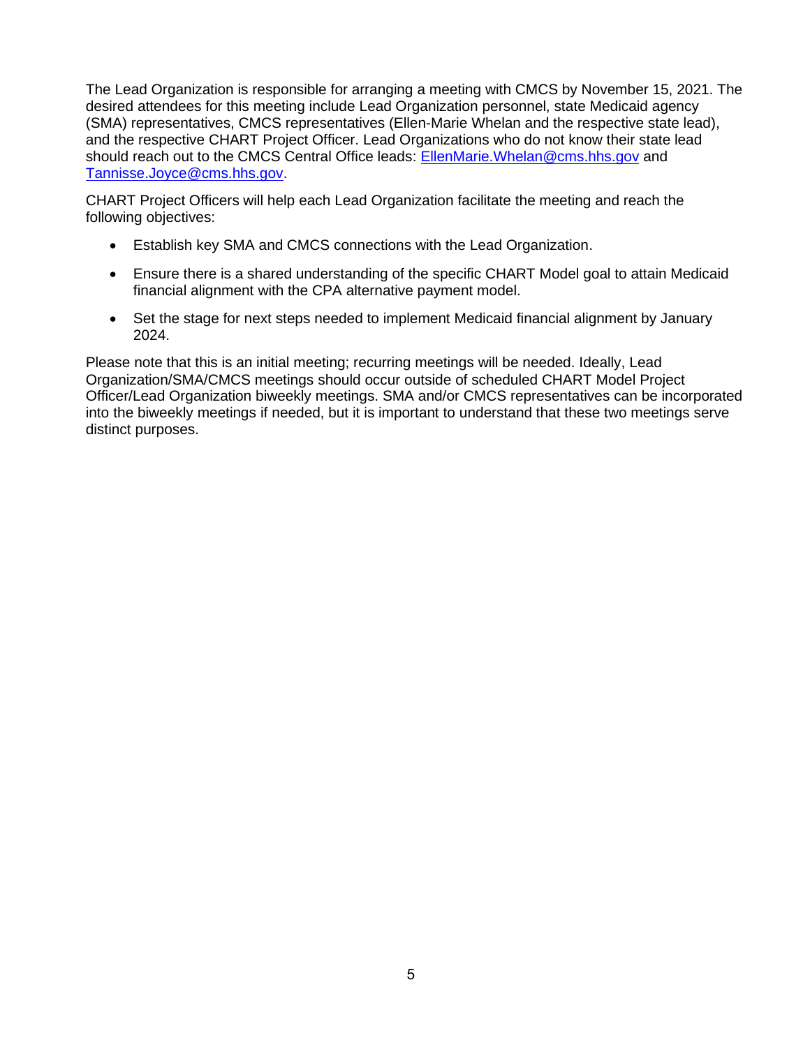The Lead Organization is responsible for arranging a meeting with CMCS by November 15, 2021. The desired attendees for this meeting include Lead Organization personnel, state Medicaid agency (SMA) representatives, CMCS representatives (Ellen-Marie Whelan and the respective state lead), and the respective CHART Project Officer. Lead Organizations who do not know their state lead should reach out to the CMCS Central Office leads: [EllenMarie.Whelan@cms.hhs.gov](mailto:EllenMarie.Whelan@cms.hhs.gov) and [Tannisse.Joyce@cms.hhs.gov](mailto:Tannisse.Joyce@cms.hhs.gov).

CHART Project Officers will help each Lead Organization facilitate the meeting and reach the following objectives:

- Establish key SMA and CMCS connections with the Lead Organization.
- Ensure there is a shared understanding of the specific CHART Model goal to attain Medicaid financial alignment with the CPA alternative payment model.
- Set the stage for next steps needed to implement Medicaid financial alignment by January 2024.

Please note that this is an initial meeting; recurring meetings will be needed. Ideally, Lead Organization/SMA/CMCS meetings should occur outside of scheduled CHART Model Project Officer/Lead Organization biweekly meetings. SMA and/or CMCS representatives can be incorporated into the biweekly meetings if needed, but it is important to understand that these two meetings serve distinct purposes.